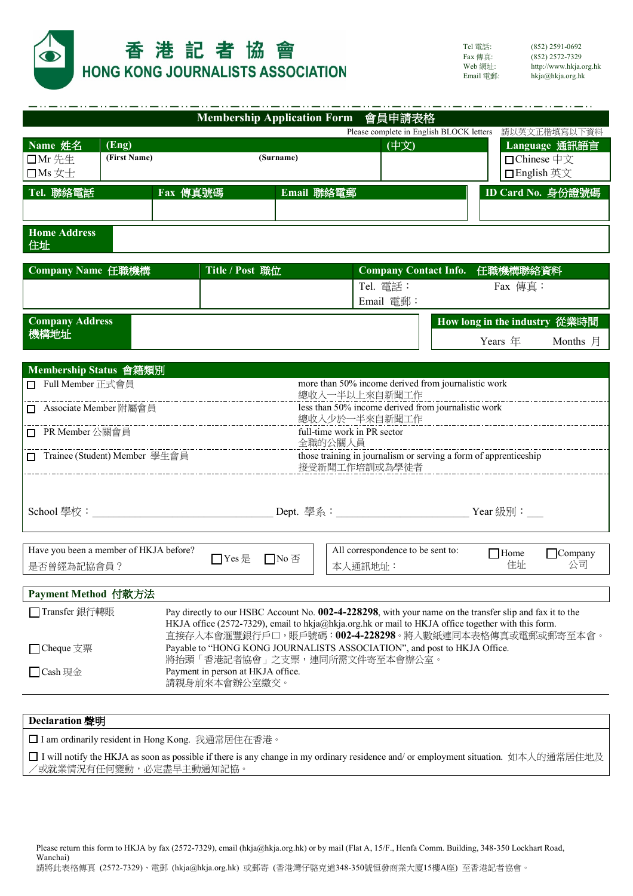# 香港記者協會
# HONG KONG JOURNALISTS ASSOCIATION

Tel 電話: (852) 2591-0692
Fax 傳真: (852) 2572-7329
Web 網址: http://www.hkja.org.hk
Email 電郵: hkja@hkja.org.hk

## Membership Application Form 會員申請表格

Please complete in English BLOCK letters 請以英文正楷填寫以下資料

| Name 姓名 | (Eng) | | (中文) | Language 通訊語言 |
|---|---|---|---|---|
| ☐Mr 先生<br>☐Ms 女士 | (First Name) | (Surname) | | ☐Chinese 中文<br>☐English 英文 |

| Tel. 聯絡電話 | Fax 傳真號碼 | Email 聯絡電郵 | ID Card No. 身份證號碼 |
|---|---|---|---|
| | | | |

| Home Address 住址 | |
|---|---|

| Company Name 任職機構 | Title / Post 職位 | Company Contact Info. 任職機構聯絡資料 |
|---|---|---|
| | | Tel. 電話：　Fax 傳真：<br>Email 電郵： |

| Company Address 機構地址 | | How long in the industry 從業時間 |
|---|---|---|
| | | Years 年　Months 月 |

### Membership Status 會籍類別

| | |
|---|---|
| ☐ Full Member 正式會員 | more than 50% income derived from journalistic work 總收入一半以上來自新聞工作 |
| ☐ Associate Member 附屬會員 | less than 50% income derived from journalistic work 總收入少於一半來自新聞工作 |
| ☐ PR Member 公關會員 | full-time work in PR sector 全職的公關人員 |
| ☐ Trainee (Student) Member 學生會員 | those training in journalism or serving a form of apprenticeship 接受新聞工作培訓或為學徒者 |

School 學校：______________________________ Dept. 學系：______________________ Year 級別：___

Have you been a member of HKJA before? 是否曾經為記協會員？ ☐Yes 是 ☐No 否

All correspondence to be sent to: 本人通訊地址： ☐Home 住址 ☐Company 公司

### Payment Method 付款方法

| | |
|---|---|
| ☐Transfer 銀行轉賬 | Pay directly to our HSBC Account No. **002-4-228298**, with your name on the transfer slip and fax it to the HKJA office (2572-7329), email to hkja@hkja.org.hk or mail to HKJA office together with this form.<br>直接存入本會滙豐銀行戶口，賬戶號碼：**002-4-228298**。將入數紙連同本表格傳真或電郵或郵寄至本會。 |
| ☐Cheque 支票 | Payable to "HONG KONG JOURNALISTS ASSOCIATION", and post to HKJA Office.<br>將抬頭「香港記者協會」之支票，連同所需文件寄至本會辦公室。 |
| ☐Cash 現金 | Payment in person at HKJA office.<br>請親身前來本會辦公室繳交。 |

### Declaration 聲明

☐ I am ordinarily resident in Hong Kong. 我通常居住在香港。

☐ I will notify the HKJA as soon as possible if there is any change in my ordinary residence and/ or employment situation. 如本人的通常居住地及╱或就業情況有任何變動，必定盡早主動通知記協。

Please return this form to HKJA by fax (2572-7329), email (hkja@hkja.org.hk) or by mail (Flat A, 15/F., Henfa Comm. Building, 348-350 Lockhart Road, Wanchai)
請將此表格傳真 (2572-7329)、電郵 (hkja@hkja.org.hk) 或郵寄 (香港灣仔駱克道348-350號恒發商業大廈15樓A座) 至香港記者協會。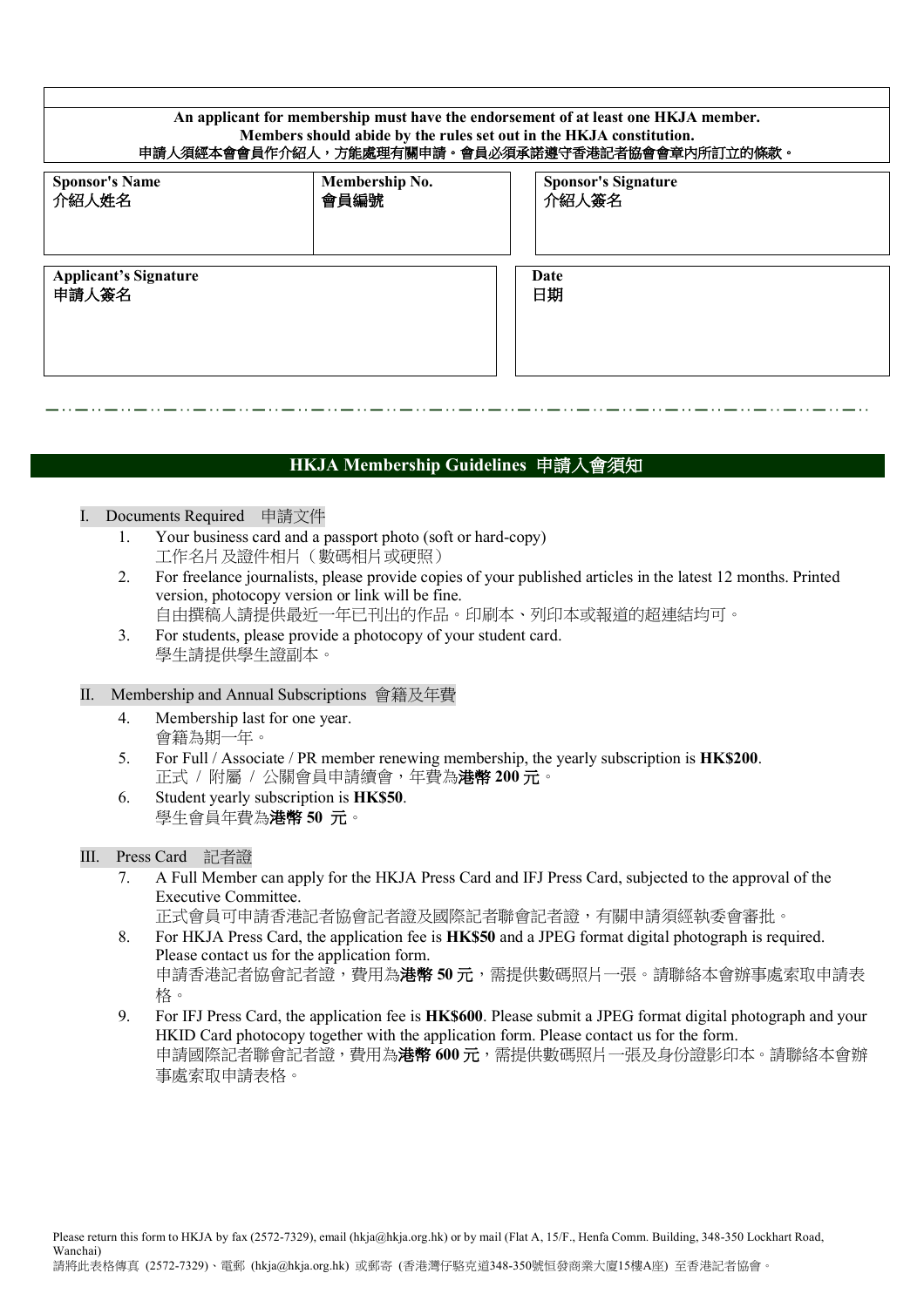**An applicant for membership must have the endorsement of at least one HKJA member.**
**Members should abide by the rules set out in the HKJA constitution.**
**申請人須經本會會員作介紹人，方能處理有關申請。會員必須承諾遵守香港記者協會會章內所訂立的條款。**

| **Sponsor's Name**<br>**介紹人姓名** | **Membership No.**<br>**會員編號** | **Sponsor's Signature**<br>**介紹人簽名** |
| --- | --- | --- |
| | | |

| **Applicant's Signature**<br>**申請人簽名** | **Date**<br>**日期** |
| --- | --- |
| | |

## HKJA Membership Guidelines 申請入會須知

### I. Documents Required 申請文件

1. Your business card and a passport photo (soft or hard-copy)
   工作名片及證件相片（數碼相片或硬照）
2. For freelance journalists, please provide copies of your published articles in the latest 12 months. Printed version, photocopy version or link will be fine.
   自由撰稿人請提供最近一年已刊出的作品。印刷本、列印本或報道的超連結均可。
3. For students, please provide a photocopy of your student card.
   學生請提供學生證副本。

### II. Membership and Annual Subscriptions 會籍及年費

4. Membership last for one year.
   會籍為期一年。
5. For Full / Associate / PR member renewing membership, the yearly subscription is **HK$200**.
   正式 / 附屬 / 公關會員申請續會，年費為**港幣 200 元**。
6. Student yearly subscription is **HK$50**.
   學生會員年費為**港幣 50 元**。

### III. Press Card 記者證

7. A Full Member can apply for the HKJA Press Card and IFJ Press Card, subjected to the approval of the Executive Committee.
   正式會員可申請香港記者協會記者證及國際記者聯會記者證，有關申請須經執委會審批。
8. For HKJA Press Card, the application fee is **HK$50** and a JPEG format digital photograph is required. Please contact us for the application form.
   申請香港記者協會記者證，費用為**港幣 50 元**，需提供數碼照片一張。請聯絡本會辦事處索取申請表格。
9. For IFJ Press Card, the application fee is **HK$600**. Please submit a JPEG format digital photograph and your HKID Card photocopy together with the application form. Please contact us for the form.
   申請國際記者聯會記者證，費用為**港幣 600 元**，需提供數碼照片一張及身份證影印本。請聯絡本會辦事處索取申請表格。

Please return this form to HKJA by fax (2572-7329), email (hkja@hkja.org.hk) or by mail (Flat A, 15/F., Henfa Comm. Building, 348-350 Lockhart Road, Wanchai)
請將此表格傳真 (2572-7329)、電郵 (hkja@hkja.org.hk) 或郵寄 (香港灣仔駱克道348-350號恒發商業大廈15樓A座) 至香港記者協會。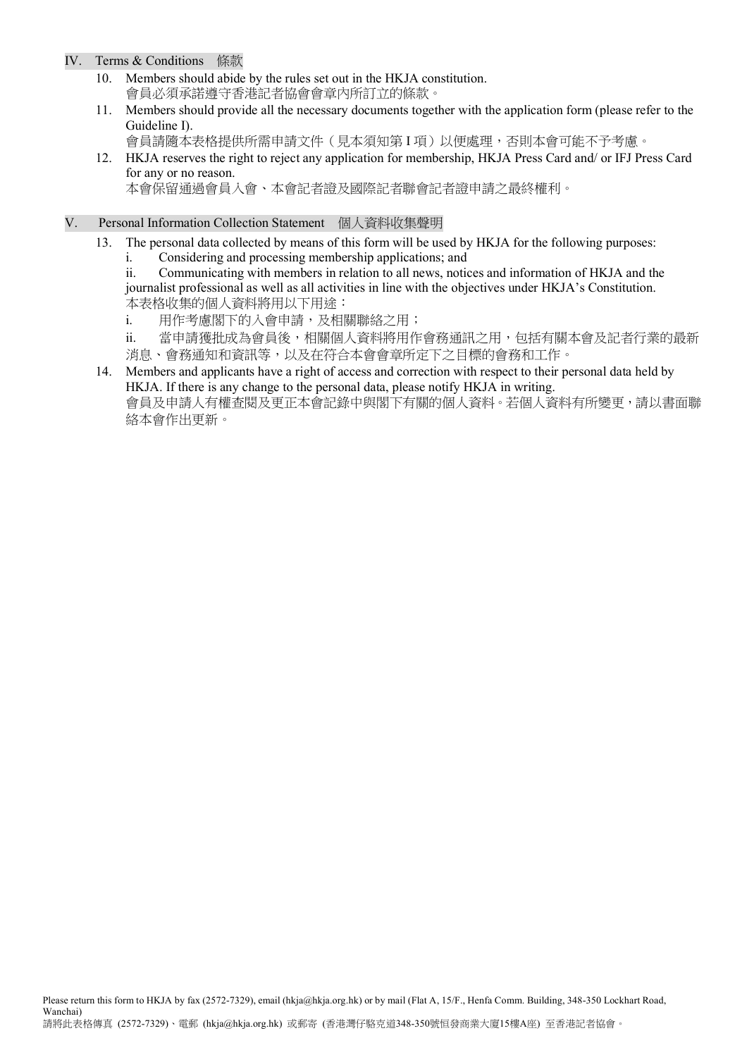## IV. Terms & Conditions 條款

10. Members should abide by the rules set out in the HKJA constitution.
    會員必須承諾遵守香港記者協會會章內所訂立的條款。
11. Members should provide all the necessary documents together with the application form (please refer to the Guideline I).
    會員請隨本表格提供所需申請文件（見本須知第 I 項）以便處理，否則本會可能不予考慮。
12. HKJA reserves the right to reject any application for membership, HKJA Press Card and/ or IFJ Press Card for any or no reason.
    本會保留通過會員入會、本會記者證及國際記者聯會記者證申請之最終權利。

## V. Personal Information Collection Statement 個人資料收集聲明

13. The personal data collected by means of this form will be used by HKJA for the following purposes:
    i. Considering and processing membership applications; and
    ii. Communicating with members in relation to all news, notices and information of HKJA and the journalist professional as well as all activities in line with the objectives under HKJA's Constitution.
    本表格收集的個人資料將用以下用途：
    i. 用作考慮閣下的入會申請，及相關聯絡之用；
    ii. 當申請獲批成為會員後，相關個人資料將用作會務通訊之用，包括有關本會及記者行業的最新消息、會務通知和資訊等，以及在符合本會會章所定下之目標的會務和工作。
14. Members and applicants have a right of access and correction with respect to their personal data held by HKJA. If there is any change to the personal data, please notify HKJA in writing.
    會員及申請人有權查閱及更正本會記錄中與閣下有關的個人資料。若個人資料有所變更，請以書面聯絡本會作出更新。

Please return this form to HKJA by fax (2572-7329), email (hkja@hkja.org.hk) or by mail (Flat A, 15/F., Henfa Comm. Building, 348-350 Lockhart Road, Wanchai)
請將此表格傳真 (2572-7329)、電郵 (hkja@hkja.org.hk) 或郵寄 (香港灣仔駱克道348-350號恒發商業大廈15樓A座) 至香港記者協會。